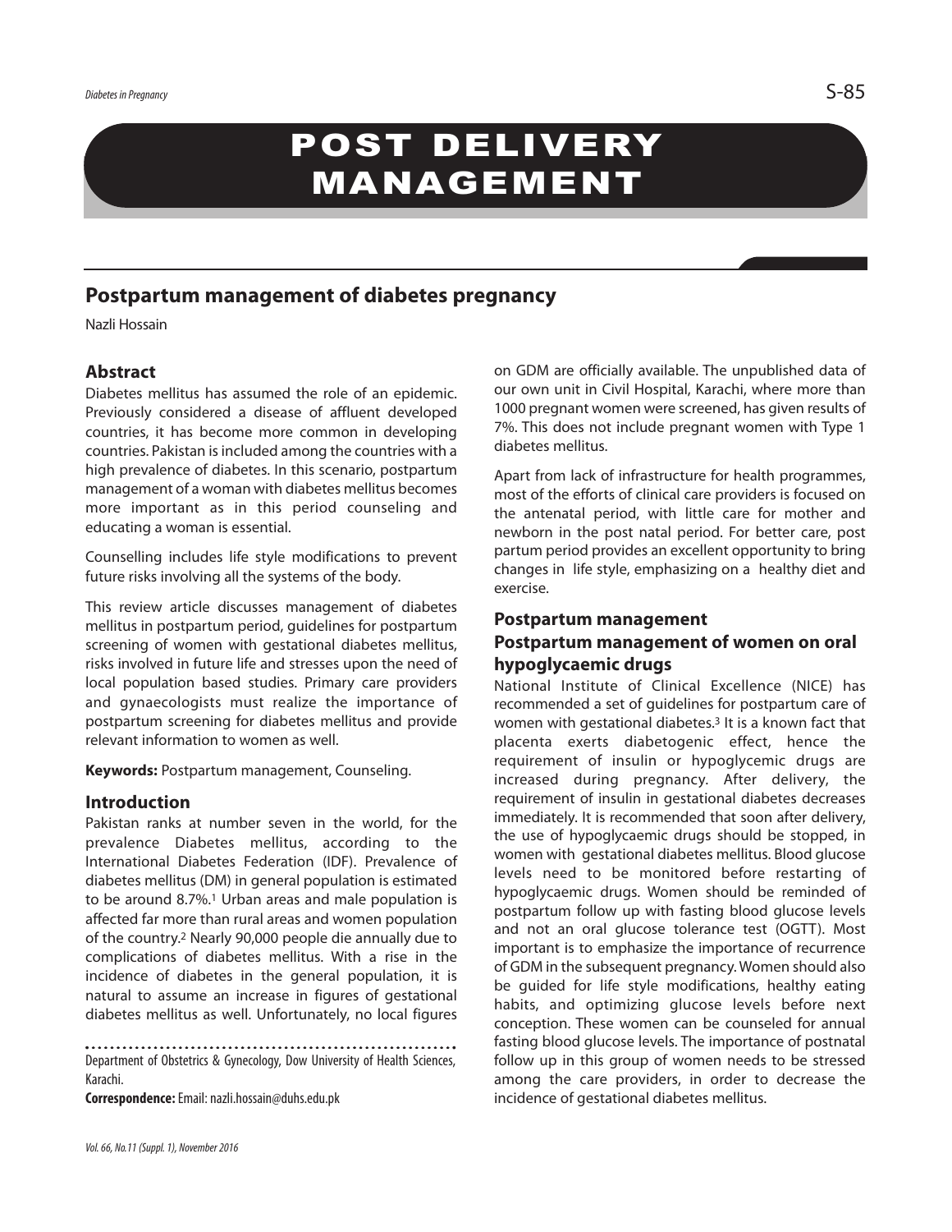# POST DELIVERY MANAGEMENT

## Postpartum management of diabetes pregnancy

Nazli Hossain

### Abstract

Diabetes mellitus has assumed the role of an epidemic. Previously considered a disease of affluent developed countries, it has become more common in developing countries. Pakistan is included among the countries with a high prevalence of diabetes. In this scenario, postpartum management of a woman with diabetes mellitus becomes more important as in this period counseling and educating a woman is essential.

Counselling includes life style modifications to prevent future risks involving all the systems of the body.

This review article discusses management of diabetes mellitus in postpartum period, guidelines for postpartum screening of women with gestational diabetes mellitus, risks involved in future life and stresses upon the need of local population based studies. Primary care providers and gynaecologists must realize the importance of postpartum screening for diabetes mellitus and provide relevant information to women as well.

**Keywords:** Postpartum management, Counseling.

### Introduction

Pakistan ranks at number seven in the world, for the prevalence Diabetes mellitus, according to the International Diabetes Federation (IDF). Prevalence of diabetes mellitus (DM) in general population is estimated to be around 8.7%.[1] Urban areas and male population is affected far more than rural areas and women population of the country.[2] Nearly 90,000 people die annually due to complications of diabetes mellitus. With a rise in the incidence of diabetes in the general population, it is natural to assume an increase in figures of gestational diabetes mellitus as well. Unfortunately, no local figures on GDM are officially available. The unpublished data of our own unit in Civil Hospital, Karachi, where more than 1000 pregnant women were screened, has given results of 7%. This does not include pregnant women with Type 1 diabetes mellitus.

Apart from lack of infrastructure for health programmes, most of the efforts of clinical care providers is focused on the antenatal period, with little care for mother and newborn in the post natal period. For better care, post partum period provides an excellent opportunity to bring changes in life style, emphasizing on a healthy diet and exercise.

Department of Obstetrics & Gynecology, Dow University of Health Sciences, Karachi.

**Correspondence:** Email: nazli.hossain@duhs.edu.pk

### Postpartum management

### Postpartum management of women on oral hypoglycaemic drugs

National Institute of Clinical Excellence (NICE) has recommended a set of guidelines for postpartum care of women with gestational diabetes.[3] It is a known fact that placenta exerts diabetogenic effect, hence the requirement of insulin or hypoglycemic drugs are increased during pregnancy. After delivery, the requirement of insulin in gestational diabetes decreases immediately. It is recommended that soon after delivery, the use of hypoglycaemic drugs should be stopped, in women with gestational diabetes mellitus. Blood glucose levels need to be monitored before restarting of hypoglycaemic drugs. Women should be reminded of postpartum follow up with fasting blood glucose levels and not an oral glucose tolerance test (OGTT). Most important is to emphasize the importance of recurrence of GDM in the subsequent pregnancy. Women should also be guided for life style modifications, healthy eating habits, and optimizing glucose levels before next conception. These women can be counseled for annual fasting blood glucose levels. The importance of postnatal follow up in this group of women needs to be stressed among the care providers, in order to decrease the incidence of gestational diabetes mellitus.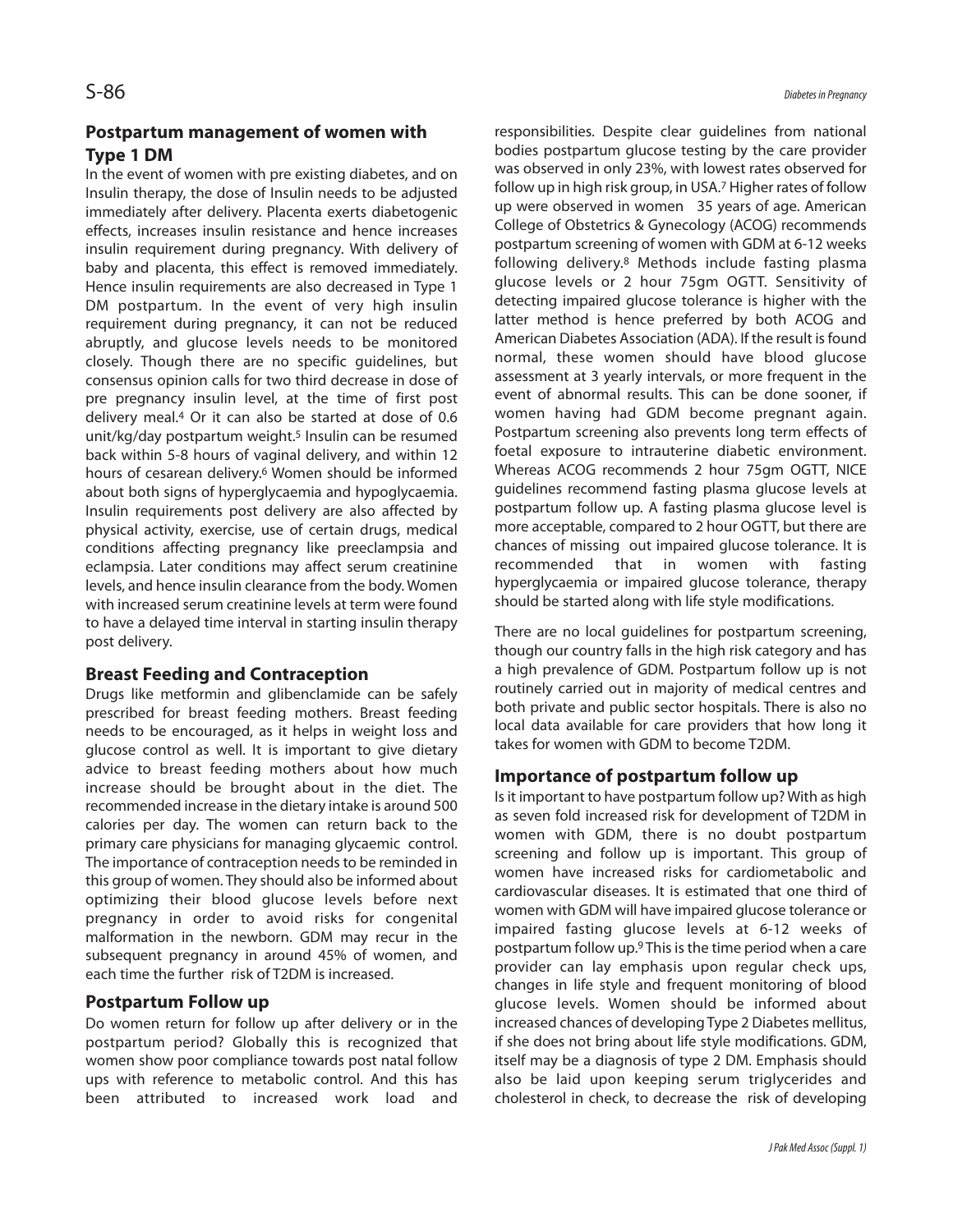## Postpartum management of women with Type 1 DM

In the event of women with pre existing diabetes, and on Insulin therapy, the dose of Insulin needs to be adjusted immediately after delivery. Placenta exerts diabetogenic effects, increases insulin resistance and hence increases insulin requirement during pregnancy. With delivery of baby and placenta, this effect is removed immediately. Hence insulin requirements are also decreased in Type 1 DM postpartum. In the event of very high insulin requirement during pregnancy, it can not be reduced abruptly, and glucose levels needs to be monitored closely. Though there are no specific guidelines, but consensus opinion calls for two third decrease in dose of pre pregnancy insulin level, at the time of first post delivery meal.[4] Or it can also be started at dose of 0.6 unit/kg/day postpartum weight.[5] Insulin can be resumed back within 5-8 hours of vaginal delivery, and within 12 hours of cesarean delivery.[6] Women should be informed about both signs of hyperglycaemia and hypoglycaemia. Insulin requirements post delivery are also affected by physical activity, exercise, use of certain drugs, medical conditions affecting pregnancy like preeclampsia and eclampsia. Later conditions may affect serum creatinine levels, and hence insulin clearance from the body. Women with increased serum creatinine levels at term were found to have a delayed time interval in starting insulin therapy post delivery.

## Breast Feeding and Contraception

Drugs like metformin and glibenclamide can be safely prescribed for breast feeding mothers. Breast feeding needs to be encouraged, as it helps in weight loss and glucose control as well. It is important to give dietary advice to breast feeding mothers about how much increase should be brought about in the diet. The recommended increase in the dietary intake is around 500 calories per day. The women can return back to the primary care physicians for managing glycaemic control. The importance of contraception needs to be reminded in this group of women. They should also be informed about optimizing their blood glucose levels before next pregnancy in order to avoid risks for congenital malformation in the newborn. GDM may recur in the subsequent pregnancy in around 45% of women, and each time the further risk of T2DM is increased.

## Postpartum Follow up

Do women return for follow up after delivery or in the postpartum period? Globally this is recognized that women show poor compliance towards post natal follow ups with reference to metabolic control. And this has been attributed to increased work load and responsibilities. Despite clear guidelines from national bodies postpartum glucose testing by the care provider was observed in only 23%, with lowest rates observed for follow up in high risk group, in USA.[7] Higher rates of follow up were observed in women 35 years of age. American College of Obstetrics & Gynecology (ACOG) recommends postpartum screening of women with GDM at 6-12 weeks following delivery.[8] Methods include fasting plasma glucose levels or 2 hour 75gm OGTT. Sensitivity of detecting impaired glucose tolerance is higher with the latter method is hence preferred by both ACOG and American Diabetes Association (ADA). If the result is found normal, these women should have blood glucose assessment at 3 yearly intervals, or more frequent in the event of abnormal results. This can be done sooner, if women having had GDM become pregnant again. Postpartum screening also prevents long term effects of foetal exposure to intrauterine diabetic environment. Whereas ACOG recommends 2 hour 75gm OGTT, NICE guidelines recommend fasting plasma glucose levels at postpartum follow up. A fasting plasma glucose level is more acceptable, compared to 2 hour OGTT, but there are chances of missing out impaired glucose tolerance. It is recommended that in women with fasting hyperglycaemia or impaired glucose tolerance, therapy should be started along with life style modifications.

There are no local guidelines for postpartum screening, though our country falls in the high risk category and has a high prevalence of GDM. Postpartum follow up is not routinely carried out in majority of medical centres and both private and public sector hospitals. There is also no local data available for care providers that how long it takes for women with GDM to become T2DM.

## Importance of postpartum follow up

Is it important to have postpartum follow up? With as high as seven fold increased risk for development of T2DM in women with GDM, there is no doubt postpartum screening and follow up is important. This group of women have increased risks for cardiometabolic and cardiovascular diseases. It is estimated that one third of women with GDM will have impaired glucose tolerance or impaired fasting glucose levels at 6-12 weeks of postpartum follow up.[9] This is the time period when a care provider can lay emphasis upon regular check ups, changes in life style and frequent monitoring of blood glucose levels. Women should be informed about increased chances of developing Type 2 Diabetes mellitus, if she does not bring about life style modifications. GDM, itself may be a diagnosis of type 2 DM. Emphasis should also be laid upon keeping serum triglycerides and cholesterol in check, to decrease the risk of developing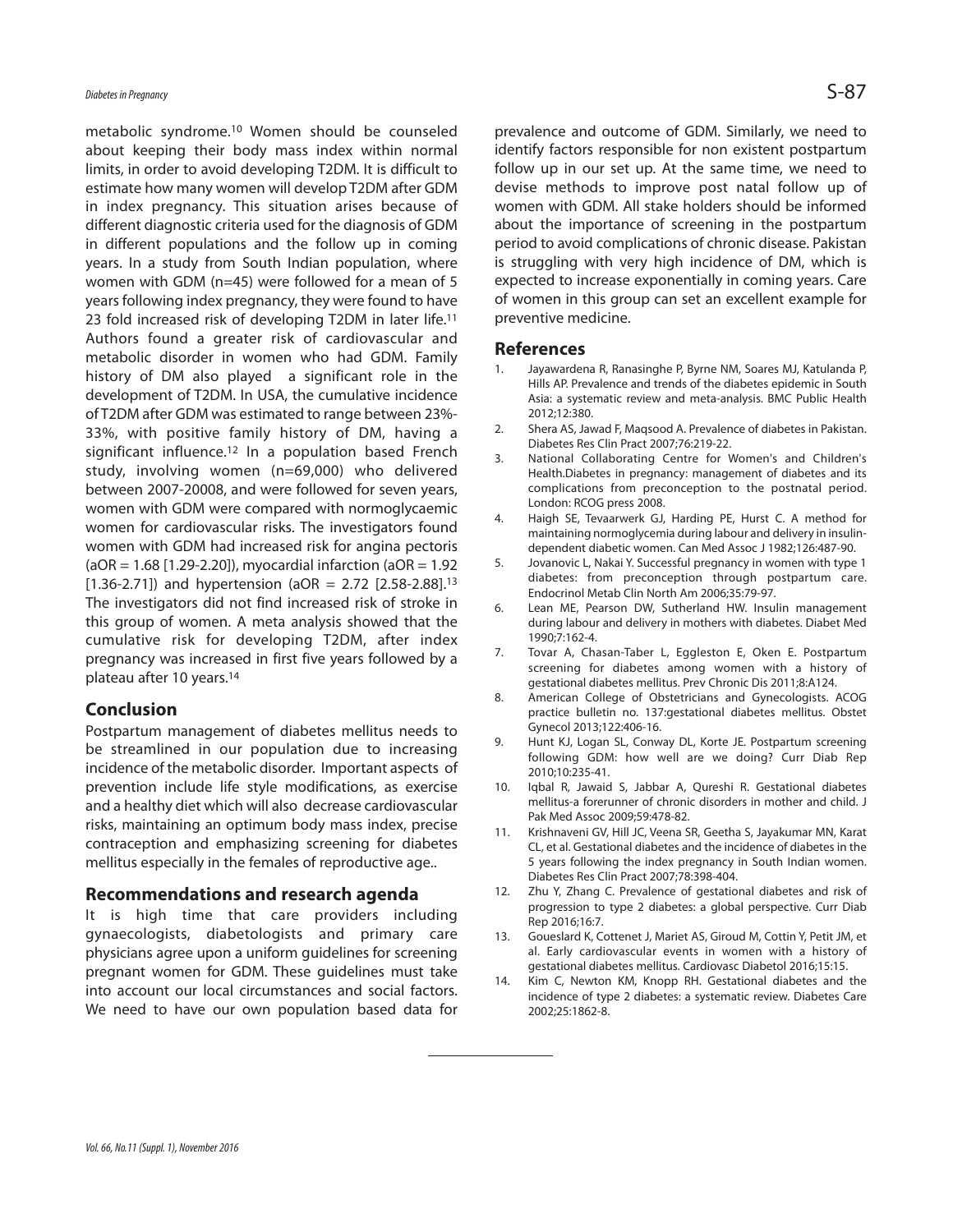metabolic syndrome.[10] Women should be counseled about keeping their body mass index within normal limits, in order to avoid developing T2DM. It is difficult to estimate how many women will develop T2DM after GDM in index pregnancy. This situation arises because of different diagnostic criteria used for the diagnosis of GDM in different populations and the follow up in coming years. In a study from South Indian population, where women with GDM (n=45) were followed for a mean of 5 years following index pregnancy, they were found to have 23 fold increased risk of developing T2DM in later life.[11] Authors found a greater risk of cardiovascular and metabolic disorder in women who had GDM. Family history of DM also played a significant role in the development of T2DM. In USA, the cumulative incidence of T2DM after GDM was estimated to range between 23%-33%, with positive family history of DM, having a significant influence.[12] In a population based French study, involving women (n=69,000) who delivered between 2007-20008, and were followed for seven years, women with GDM were compared with normoglycaemic women for cardiovascular risks. The investigators found women with GDM had increased risk for angina pectoris (aOR = 1.68 [1.29-2.20]), myocardial infarction (aOR = 1.92 [1.36-2.71]) and hypertension (aOR = 2.72 [2.58-2.88].[13] The investigators did not find increased risk of stroke in this group of women. A meta analysis showed that the cumulative risk for developing T2DM, after index pregnancy was increased in first five years followed by a plateau after 10 years.[14]

## Conclusion

Postpartum management of diabetes mellitus needs to be streamlined in our population due to increasing incidence of the metabolic disorder. Important aspects of prevention include life style modifications, as exercise and a healthy diet which will also decrease cardiovascular risks, maintaining an optimum body mass index, precise contraception and emphasizing screening for diabetes mellitus especially in the females of reproductive age..

## Recommendations and research agenda

It is high time that care providers including gynaecologists, diabetologists and primary care physicians agree upon a uniform guidelines for screening pregnant women for GDM. These guidelines must take into account our local circumstances and social factors. We need to have our own population based data for prevalence and outcome of GDM. Similarly, we need to identify factors responsible for non existent postpartum follow up in our set up. At the same time, we need to devise methods to improve post natal follow up of women with GDM. All stake holders should be informed about the importance of screening in the postpartum period to avoid complications of chronic disease. Pakistan is struggling with very high incidence of DM, which is expected to increase exponentially in coming years. Care of women in this group can set an excellent example for preventive medicine.

## References

1. Jayawardena R, Ranasinghe P, Byrne NM, Soares MJ, Katulanda P, Hills AP. Prevalence and trends of the diabetes epidemic in South Asia: a systematic review and meta-analysis. BMC Public Health 2012;12:380.
2. Shera AS, Jawad F, Maqsood A. Prevalence of diabetes in Pakistan. Diabetes Res Clin Pract 2007;76:219-22.
3. National Collaborating Centre for Women's and Children's Health.Diabetes in pregnancy: management of diabetes and its complications from preconception to the postnatal period. London: RCOG press 2008.
4. Haigh SE, Tevaarwerk GJ, Harding PE, Hurst C. A method for maintaining normoglycemia during labour and delivery in insulin-dependent diabetic women. Can Med Assoc J 1982;126:487-90.
5. Jovanovic L, Nakai Y. Successful pregnancy in women with type 1 diabetes: from preconception through postpartum care. Endocrinol Metab Clin North Am 2006;35:79-97.
6. Lean ME, Pearson DW, Sutherland HW. Insulin management during labour and delivery in mothers with diabetes. Diabet Med 1990;7:162-4.
7. Tovar A, Chasan-Taber L, Eggleston E, Oken E. Postpartum screening for diabetes among women with a history of gestational diabetes mellitus. Prev Chronic Dis 2011;8:A124.
8. American College of Obstetricians and Gynecologists. ACOG practice bulletin no. 137:gestational diabetes mellitus. Obstet Gynecol 2013;122:406-16.
9. Hunt KJ, Logan SL, Conway DL, Korte JE. Postpartum screening following GDM: how well are we doing? Curr Diab Rep 2010;10:235-41.
10. Iqbal R, Jawaid S, Jabbar A, Qureshi R. Gestational diabetes mellitus-a forerunner of chronic disorders in mother and child. J Pak Med Assoc 2009;59:478-82.
11. Krishnaveni GV, Hill JC, Veena SR, Geetha S, Jayakumar MN, Karat CL, et al. Gestational diabetes and the incidence of diabetes in the 5 years following the index pregnancy in South Indian women. Diabetes Res Clin Pract 2007;78:398-404.
12. Zhu Y, Zhang C. Prevalence of gestational diabetes and risk of progression to type 2 diabetes: a global perspective. Curr Diab Rep 2016;16:7.
13. Goueslard K, Cottenet J, Mariet AS, Giroud M, Cottin Y, Petit JM, et al. Early cardiovascular events in women with a history of gestational diabetes mellitus. Cardiovasc Diabetol 2016;15:15.
14. Kim C, Newton KM, Knopp RH. Gestational diabetes and the incidence of type 2 diabetes: a systematic review. Diabetes Care 2002;25:1862-8.